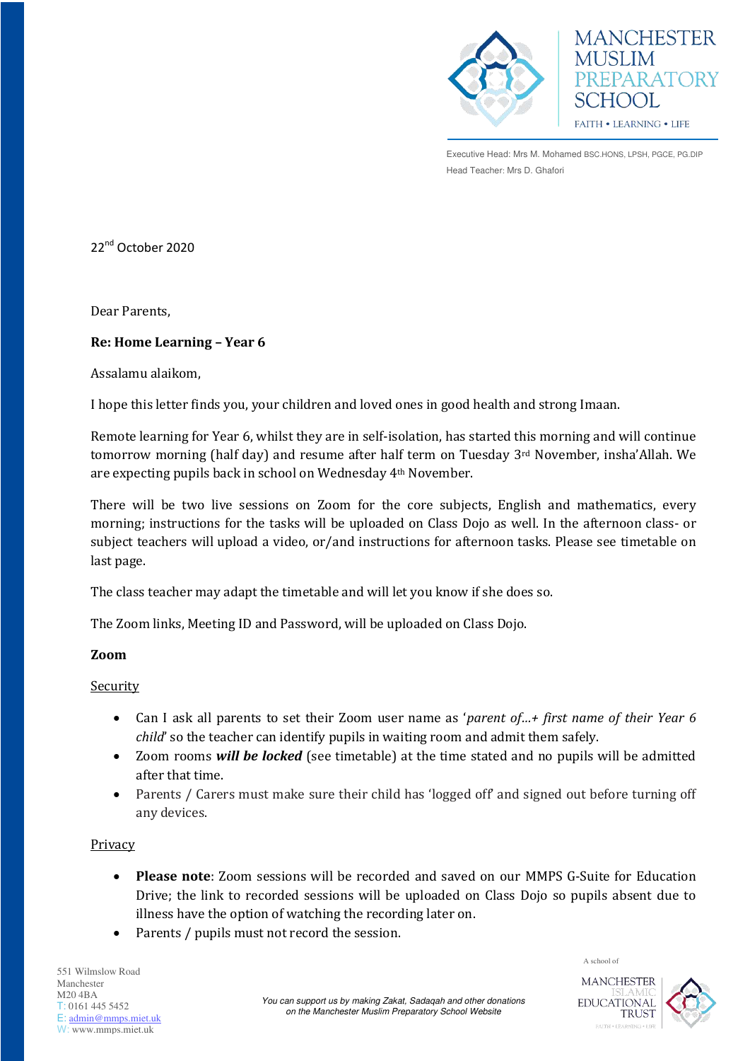MANCHESTER MUSLIM PREPARATORY SCHOOL

FAITH • LEARNING • LIFE

Executive Head: Mrs M. Mohamed BSC.HONS, LPSH, PGCE, PG.DIP
Head Teacher: Mrs D. Ghafori

22nd October 2020

Dear Parents,

**Re: Home Learning – Year 6**

Assalamu alaikom,

I hope this letter finds you, your children and loved ones in good health and strong Imaan.

Remote learning for Year 6, whilst they are in self-isolation, has started this morning and will continue tomorrow morning (half day) and resume after half term on Tuesday 3rd November, insha'Allah. We are expecting pupils back in school on Wednesday 4th November.

There will be two live sessions on Zoom for the core subjects, English and mathematics, every morning; instructions for the tasks will be uploaded on Class Dojo as well. In the afternoon class- or subject teachers will upload a video, or/and instructions for afternoon tasks. Please see timetable on last page.

The class teacher may adapt the timetable and will let you know if she does so.

The Zoom links, Meeting ID and Password, will be uploaded on Class Dojo.

**Zoom**

Security

- Can I ask all parents to set their Zoom user name as '*parent of…+ first name of their Year 6 child*' so the teacher can identify pupils in waiting room and admit them safely.
- Zoom rooms ***will be locked*** (see timetable) at the time stated and no pupils will be admitted after that time.
- Parents / Carers must make sure their child has 'logged off' and signed out before turning off any devices.

Privacy

- **Please note**: Zoom sessions will be recorded and saved on our MMPS G-Suite for Education Drive; the link to recorded sessions will be uploaded on Class Dojo so pupils absent due to illness have the option of watching the recording later on.
- Parents / pupils must not record the session.

551 Wilmslow Road
Manchester
M20 4BA
T: 0161 445 5452
E: admin@mmps.miet.uk
W: www.mmps.miet.uk

*You can support us by making Zakat, Sadaqah and other donations on the Manchester Muslim Preparatory School Website*

A school of MANCHESTER ISLAMIC EDUCATIONAL TRUST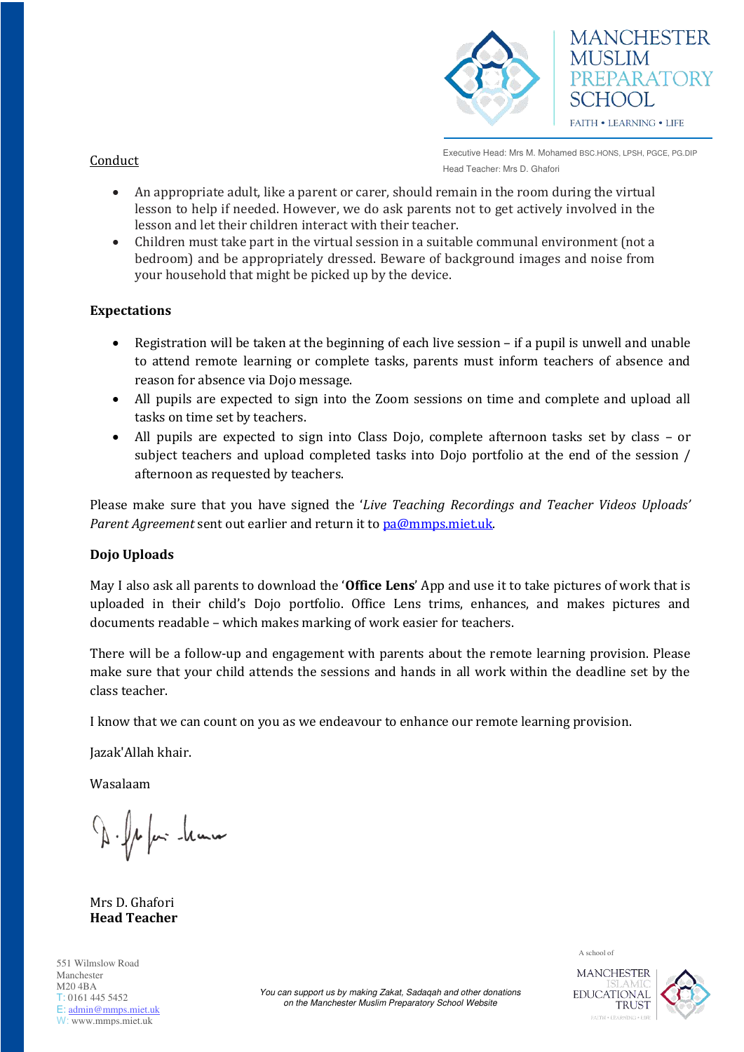Conduct

- An appropriate adult, like a parent or carer, should remain in the room during the virtual lesson to help if needed. However, we do ask parents not to get actively involved in the lesson and let their children interact with their teacher.
- Children must take part in the virtual session in a suitable communal environment (not a bedroom) and be appropriately dressed. Beware of background images and noise from your household that might be picked up by the device.

**Expectations**

- Registration will be taken at the beginning of each live session – if a pupil is unwell and unable to attend remote learning or complete tasks, parents must inform teachers of absence and reason for absence via Dojo message.
- All pupils are expected to sign into the Zoom sessions on time and complete and upload all tasks on time set by teachers.
- All pupils are expected to sign into Class Dojo, complete afternoon tasks set by class – or subject teachers and upload completed tasks into Dojo portfolio at the end of the session / afternoon as requested by teachers.

Please make sure that you have signed the '*Live Teaching Recordings and Teacher Videos Uploads' Parent Agreement* sent out earlier and return it to pa@mmps.miet.uk.

**Dojo Uploads**

May I also ask all parents to download the '**Office Lens**' App and use it to take pictures of work that is uploaded in their child's Dojo portfolio. Office Lens trims, enhances, and makes pictures and documents readable – which makes marking of work easier for teachers.

There will be a follow-up and engagement with parents about the remote learning provision. Please make sure that your child attends the sessions and hands in all work within the deadline set by the class teacher.

I know that we can count on you as we endeavour to enhance our remote learning provision.

Jazak'Allah khair.

Wasalaam

Mrs D. Ghafori
**Head Teacher**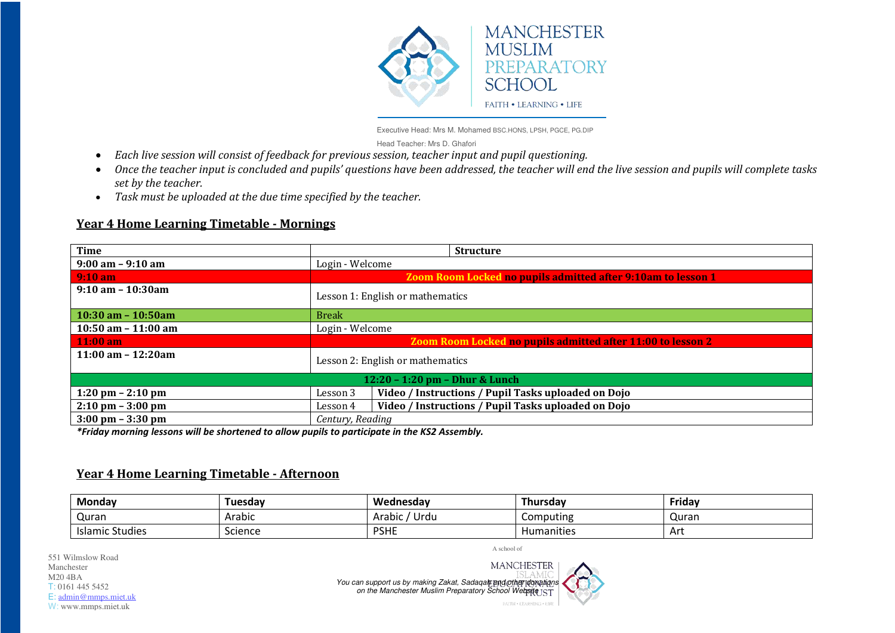MANCHESTER MUSLIM PREPARATORY SCHOOL

FAITH • LEARNING • LIFE

Executive Head: Mrs M. Mohamed BSC.HONS, LPSH, PGCE, PG.DIP

Head Teacher: Mrs D. Ghafori

- *Each live session will consist of feedback for previous session, teacher input and pupil questioning.*
- *Once the teacher input is concluded and pupils' questions have been addressed, the teacher will end the live session and pupils will complete tasks set by the teacher.*
- *Task must be uploaded at the due time specified by the teacher.*

## Year 4 Home Learning Timetable - Mornings

| Time | Structure | |
|---|---|---|
| **9:00 am – 9:10 am** | Login - Welcome | |
| **9:10 am** | **Zoom Room Locked no pupils admitted after 9:10am to lesson 1** | |
| **9:10 am – 10:30am** | Lesson 1: English or mathematics | |
| **10:30 am – 10:50am** | Break | |
| **10:50 am – 11:00 am** | Login - Welcome | |
| **11:00 am** | **Zoom Room Locked no pupils admitted after 11:00 to lesson 2** | |
| **11:00 am – 12:20am** | Lesson 2: English or mathematics | |
| **12:20 – 1:20 pm – Dhur & Lunch** | | |
| **1:20 pm – 2:10 pm** | Lesson 3 | **Video / Instructions / Pupil Tasks uploaded on Dojo** |
| **2:10 pm – 3:00 pm** | Lesson 4 | **Video / Instructions / Pupil Tasks uploaded on Dojo** |
| **3:00 pm – 3:30 pm** | *Century, Reading* | |

***Friday morning lessons will be shortened to allow pupils to participate in the KS2 Assembly.***

## Year 4 Home Learning Timetable - Afternoon

| Monday | Tuesday | Wednesday | Thursday | Friday |
|---|---|---|---|---|
| Quran | Arabic | Arabic / Urdu | Computing | Quran |
| Islamic Studies | Science | PSHE | Humanities | Art |

551 Wilmslow Road
Manchester
M20 4BA
T: 0161 445 5452
E: admin@mmps.miet.uk
W: www.mmps.miet.uk

*You can support us by making Zakat, Sadaqah and other donations on the Manchester Muslim Preparatory School Website*

A school of MANCHESTER ISLAMIC EDUCATIONAL TRUST